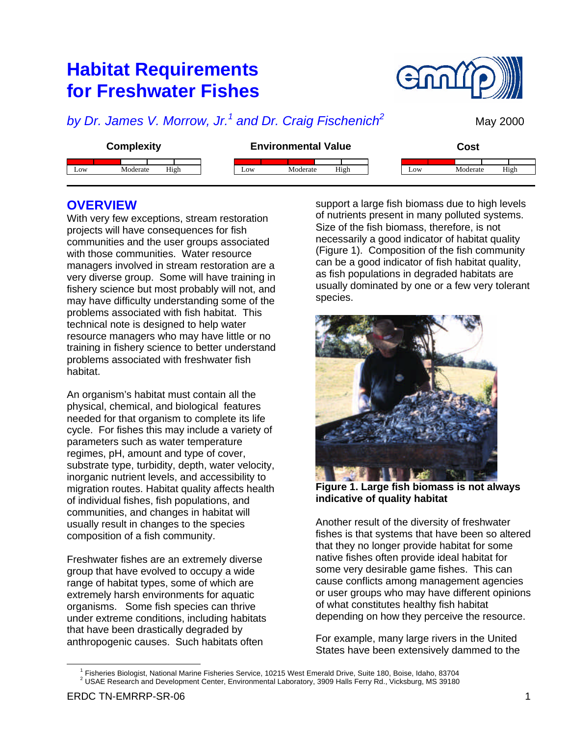# Habitat Requirements for Freshwater Fishes

*by Dr. James V. Morrow, Jr.[1] and Dr. Craig Fischenich[2]*

May 2000

| Complexity | Environmental Value | Cost |
|---|---|---|
| Low – Moderate – High | Low – Moderate – High | Low – Moderate – High |

## OVERVIEW

With very few exceptions, stream restoration projects will have consequences for fish communities and the user groups associated with those communities. Water resource managers involved in stream restoration are a very diverse group. Some will have training in fishery science but most probably will not, and may have difficulty understanding some of the problems associated with fish habitat. This technical note is designed to help water resource managers who may have little or no training in fishery science to better understand problems associated with freshwater fish habitat.

An organism's habitat must contain all the physical, chemical, and biological features needed for that organism to complete its life cycle. For fishes this may include a variety of parameters such as water temperature regimes, pH, amount and type of cover, substrate type, turbidity, depth, water velocity, inorganic nutrient levels, and accessibility to migration routes. Habitat quality affects health of individual fishes, fish populations, and communities, and changes in habitat will usually result in changes to the species composition of a fish community.

Freshwater fishes are an extremely diverse group that have evolved to occupy a wide range of habitat types, some of which are extremely harsh environments for aquatic organisms. Some fish species can thrive under extreme conditions, including habitats that have been drastically degraded by anthropogenic causes. Such habitats often support a large fish biomass due to high levels of nutrients present in many polluted systems. Size of the fish biomass, therefore, is not necessarily a good indicator of habitat quality (Figure 1). Composition of the fish community can be a good indicator of fish habitat quality, as fish populations in degraded habitats are usually dominated by one or a few very tolerant species.

**Figure 1. Large fish biomass is not always indicative of quality habitat**

Another result of the diversity of freshwater fishes is that systems that have been so altered that they no longer provide habitat for some native fishes often provide ideal habitat for some very desirable game fishes. This can cause conflicts among management agencies or user groups who may have different opinions of what constitutes healthy fish habitat depending on how they perceive the resource.

For example, many large rivers in the United States have been extensively dammed to the

[1] Fisheries Biologist, National Marine Fisheries Service, 10215 West Emerald Drive, Suite 180, Boise, Idaho, 83704
[2] USAE Research and Development Center, Environmental Laboratory, 3909 Halls Ferry Rd., Vicksburg, MS 39180

ERDC TN-EMRRP-SR-06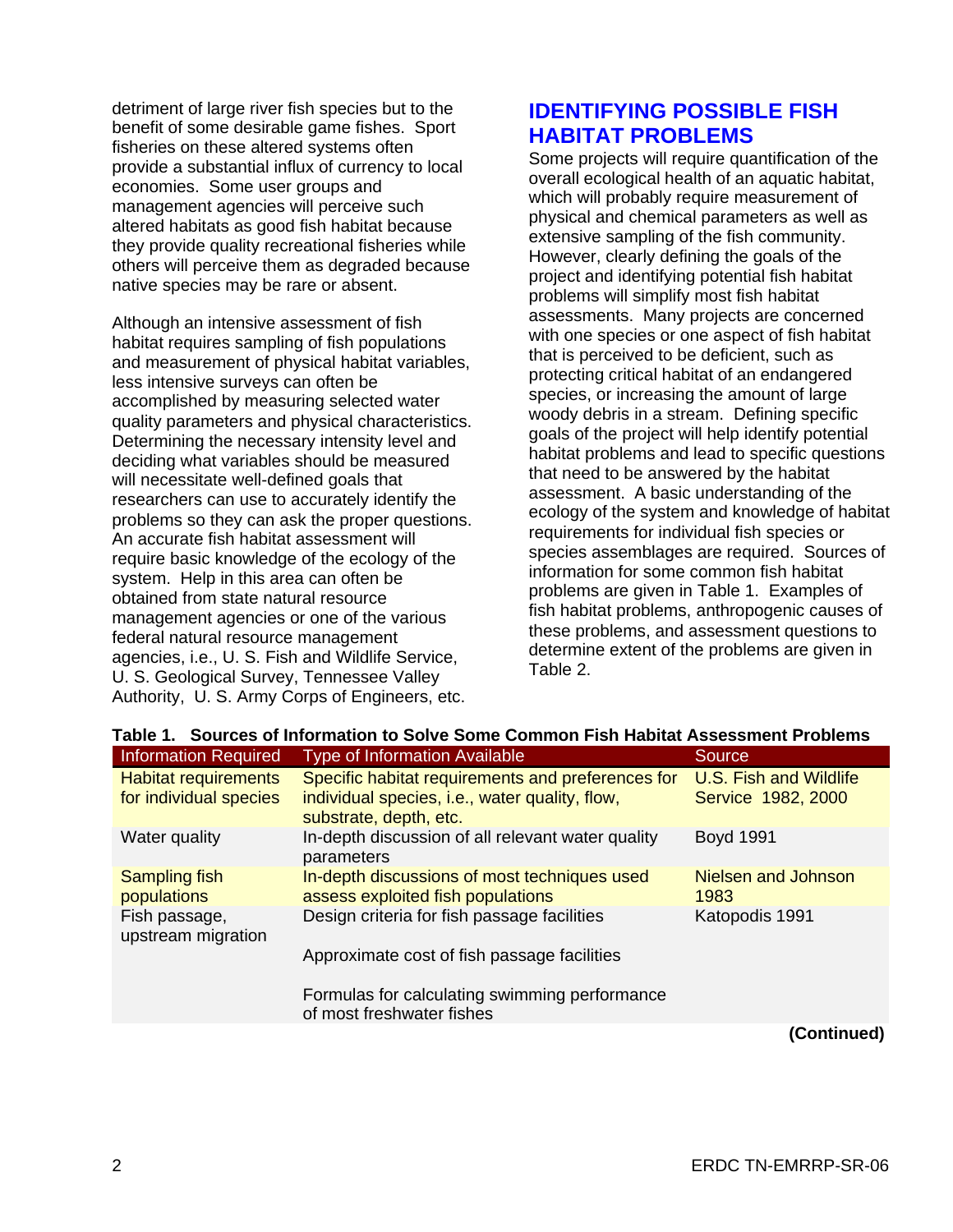detriment of large river fish species but to the benefit of some desirable game fishes. Sport fisheries on these altered systems often provide a substantial influx of currency to local economies. Some user groups and management agencies will perceive such altered habitats as good fish habitat because they provide quality recreational fisheries while others will perceive them as degraded because native species may be rare or absent.

Although an intensive assessment of fish habitat requires sampling of fish populations and measurement of physical habitat variables, less intensive surveys can often be accomplished by measuring selected water quality parameters and physical characteristics. Determining the necessary intensity level and deciding what variables should be measured will necessitate well-defined goals that researchers can use to accurately identify the problems so they can ask the proper questions. An accurate fish habitat assessment will require basic knowledge of the ecology of the system. Help in this area can often be obtained from state natural resource management agencies or one of the various federal natural resource management agencies, i.e., U. S. Fish and Wildlife Service, U. S. Geological Survey, Tennessee Valley Authority, U. S. Army Corps of Engineers, etc.

## IDENTIFYING POSSIBLE FISH HABITAT PROBLEMS

Some projects will require quantification of the overall ecological health of an aquatic habitat, which will probably require measurement of physical and chemical parameters as well as extensive sampling of the fish community. However, clearly defining the goals of the project and identifying potential fish habitat problems will simplify most fish habitat assessments. Many projects are concerned with one species or one aspect of fish habitat that is perceived to be deficient, such as protecting critical habitat of an endangered species, or increasing the amount of large woody debris in a stream. Defining specific goals of the project will help identify potential habitat problems and lead to specific questions that need to be answered by the habitat assessment. A basic understanding of the ecology of the system and knowledge of habitat requirements for individual fish species or species assemblages are required. Sources of information for some common fish habitat problems are given in Table 1. Examples of fish habitat problems, anthropogenic causes of these problems, and assessment questions to determine extent of the problems are given in Table 2.

**Table 1. Sources of Information to Solve Some Common Fish Habitat Assessment Problems**

| Information Required | Type of Information Available | Source |
|---|---|---|
| Habitat requirements for individual species | Specific habitat requirements and preferences for individual species, i.e., water quality, flow, substrate, depth, etc. | U.S. Fish and Wildlife Service 1982, 2000 |
| Water quality | In-depth discussion of all relevant water quality parameters | Boyd 1991 |
| Sampling fish populations | In-depth discussions of most techniques used assess exploited fish populations | Nielsen and Johnson 1983 |
| Fish passage, upstream migration | Design criteria for fish passage facilities<br><br>Approximate cost of fish passage facilities<br><br>Formulas for calculating swimming performance of most freshwater fishes | Katopodis 1991 |

**(Continued)**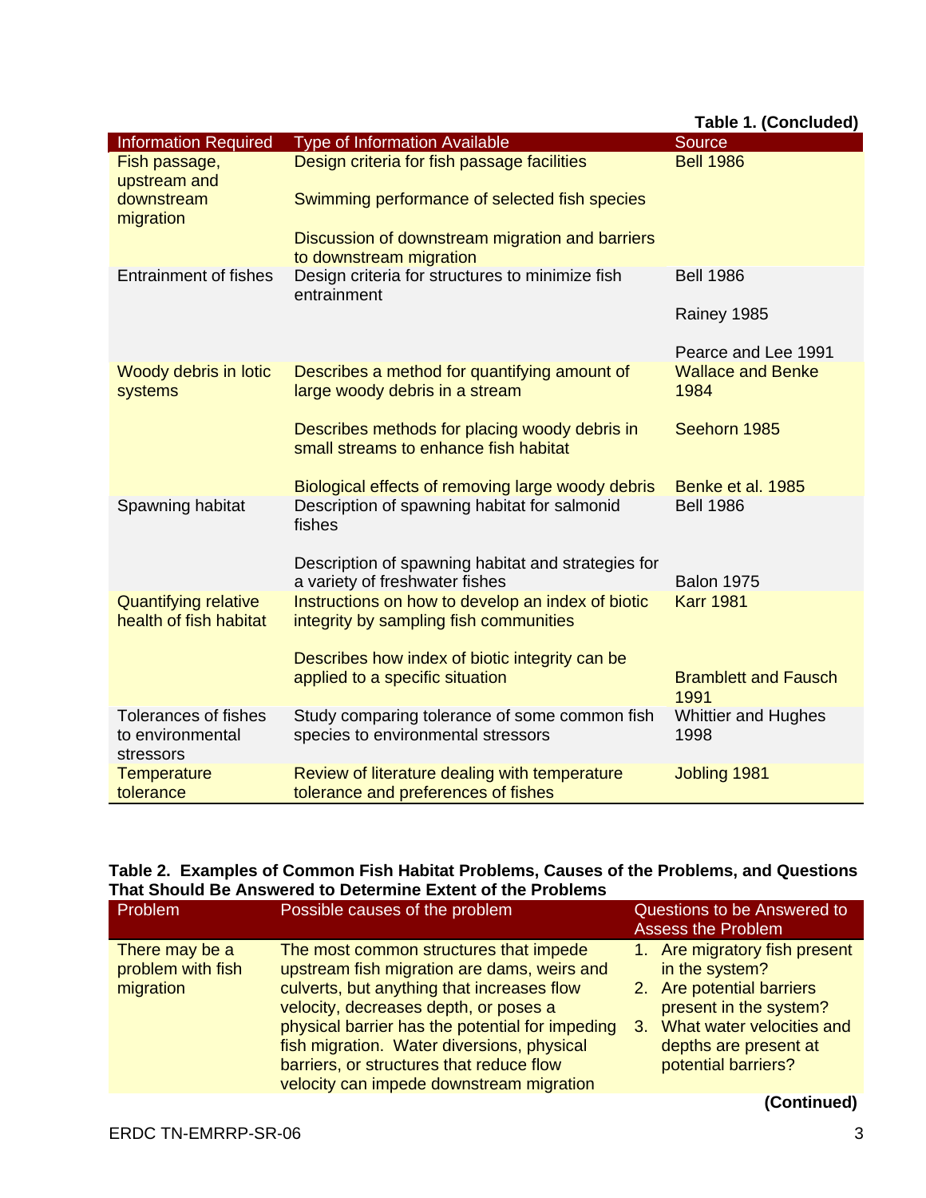**Table 1. (Concluded)**

| Information Required | Type of Information Available | Source |
|---|---|---|
| Fish passage, upstream and downstream migration | Design criteria for fish passage facilities<br><br>Swimming performance of selected fish species<br><br>Discussion of downstream migration and barriers to downstream migration | Bell 1986 |
| Entrainment of fishes | Design criteria for structures to minimize fish entrainment | Bell 1986<br><br>Rainey 1985<br><br>Pearce and Lee 1991 |
| Woody debris in lotic systems | Describes a method for quantifying amount of large woody debris in a stream<br><br>Describes methods for placing woody debris in small streams to enhance fish habitat<br><br>Biological effects of removing large woody debris | Wallace and Benke 1984<br><br>Seehorn 1985<br><br>Benke et al. 1985 |
| Spawning habitat | Description of spawning habitat for salmonid fishes<br><br>Description of spawning habitat and strategies for a variety of freshwater fishes | Bell 1986<br><br>Balon 1975 |
| Quantifying relative health of fish habitat | Instructions on how to develop an index of biotic integrity by sampling fish communities<br><br>Describes how index of biotic integrity can be applied to a specific situation | Karr 1981<br><br>Bramblett and Fausch 1991 |
| Tolerances of fishes to environmental stressors | Study comparing tolerance of some common fish species to environmental stressors | Whittier and Hughes 1998 |
| Temperature tolerance | Review of literature dealing with temperature tolerance and preferences of fishes | Jobling 1981 |

**Table 2. Examples of Common Fish Habitat Problems, Causes of the Problems, and Questions That Should Be Answered to Determine Extent of the Problems**

| Problem | Possible causes of the problem | Questions to be Answered to Assess the Problem |
|---|---|---|
| There may be a problem with fish migration | The most common structures that impede upstream fish migration are dams, weirs and culverts, but anything that increases flow velocity, decreases depth, or poses a physical barrier has the potential for impeding fish migration. Water diversions, physical barriers, or structures that reduce flow velocity can impede downstream migration | 1. Are migratory fish present in the system?<br>2. Are potential barriers present in the system?<br>3. What water velocities and depths are present at potential barriers? |

**(Continued)**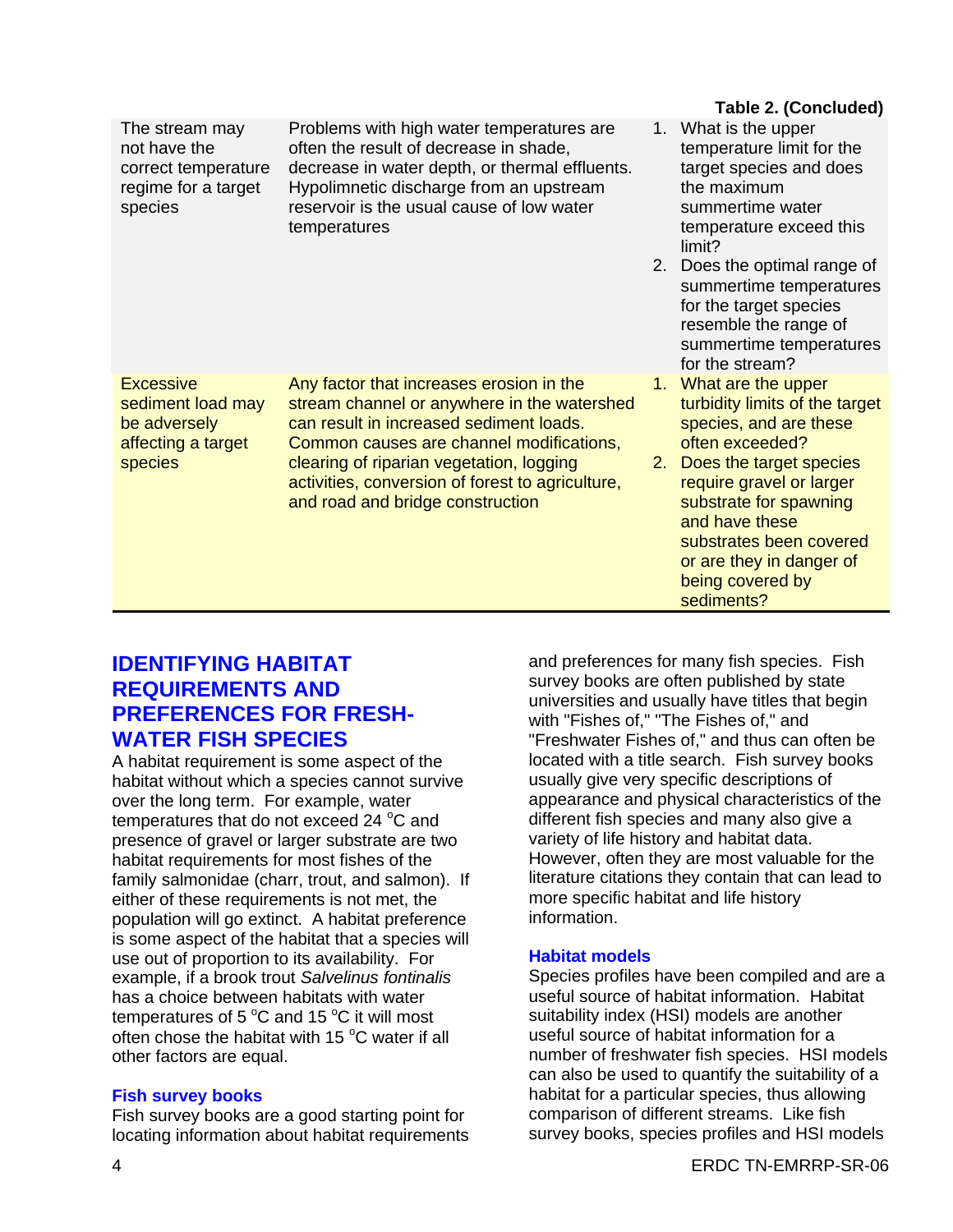**Table 2. (Concluded)**

| | | |
|---|---|---|
| The stream may not have the correct temperature regime for a target species | Problems with high water temperatures are often the result of decrease in shade, decrease in water depth, or thermal effluents. Hypolimnetic discharge from an upstream reservoir is the usual cause of low water temperatures | 1. What is the upper temperature limit for the target species and does the maximum summertime water temperature exceed this limit? 2. Does the optimal range of summertime temperatures for the target species resemble the range of summertime temperatures for the stream? |
| Excessive sediment load may be adversely affecting a target species | Any factor that increases erosion in the stream channel or anywhere in the watershed can result in increased sediment loads. Common causes are channel modifications, clearing of riparian vegetation, logging activities, conversion of forest to agriculture, and road and bridge construction | 1. What are the upper turbidity limits of the target species, and are these often exceeded? 2. Does the target species require gravel or larger substrate for spawning and have these substrates been covered or are they in danger of being covered by sediments? |

## IDENTIFYING HABITAT REQUIREMENTS AND PREFERENCES FOR FRESH-WATER FISH SPECIES

A habitat requirement is some aspect of the habitat without which a species cannot survive over the long term. For example, water temperatures that do not exceed 24 °C and presence of gravel or larger substrate are two habitat requirements for most fishes of the family salmonidae (charr, trout, and salmon). If either of these requirements is not met, the population will go extinct. A habitat preference is some aspect of the habitat that a species will use out of proportion to its availability. For example, if a brook trout *Salvelinus fontinalis* has a choice between habitats with water temperatures of 5 °C and 15 °C it will most often chose the habitat with 15 °C water if all other factors are equal.

### Fish survey books

Fish survey books are a good starting point for locating information about habitat requirements and preferences for many fish species. Fish survey books are often published by state universities and usually have titles that begin with "Fishes of," "The Fishes of," and "Freshwater Fishes of," and thus can often be located with a title search. Fish survey books usually give very specific descriptions of appearance and physical characteristics of the different fish species and many also give a variety of life history and habitat data. However, often they are most valuable for the literature citations they contain that can lead to more specific habitat and life history information.

### Habitat models

Species profiles have been compiled and are a useful source of habitat information. Habitat suitability index (HSI) models are another useful source of habitat information for a number of freshwater fish species. HSI models can also be used to quantify the suitability of a habitat for a particular species, thus allowing comparison of different streams. Like fish survey books, species profiles and HSI models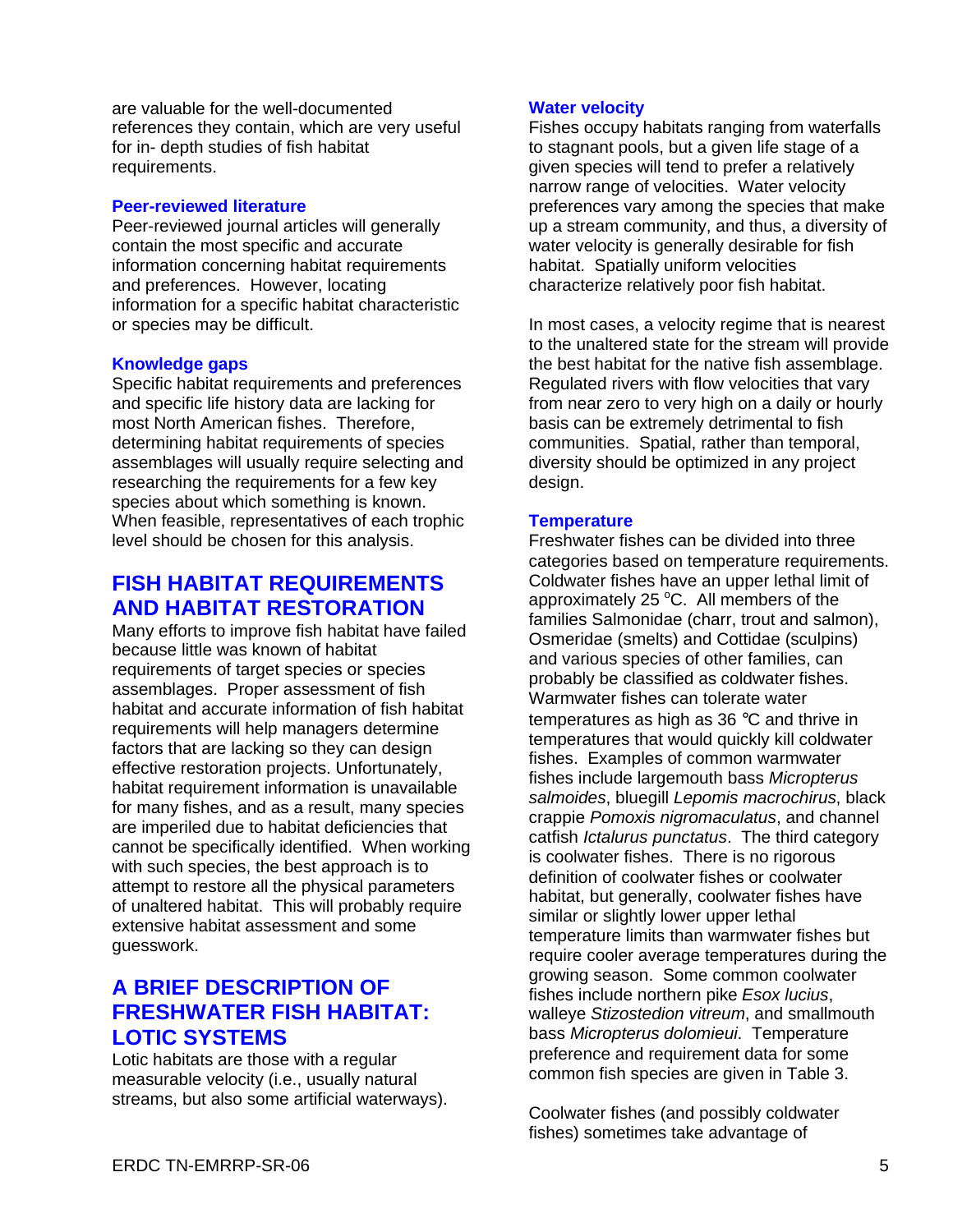are valuable for the well-documented references they contain, which are very useful for in- depth studies of fish habitat requirements.

### Peer-reviewed literature

Peer-reviewed journal articles will generally contain the most specific and accurate information concerning habitat requirements and preferences. However, locating information for a specific habitat characteristic or species may be difficult.

### Knowledge gaps

Specific habitat requirements and preferences and specific life history data are lacking for most North American fishes. Therefore, determining habitat requirements of species assemblages will usually require selecting and researching the requirements for a few key species about which something is known. When feasible, representatives of each trophic level should be chosen for this analysis.

## FISH HABITAT REQUIREMENTS AND HABITAT RESTORATION

Many efforts to improve fish habitat have failed because little was known of habitat requirements of target species or species assemblages. Proper assessment of fish habitat and accurate information of fish habitat requirements will help managers determine factors that are lacking so they can design effective restoration projects. Unfortunately, habitat requirement information is unavailable for many fishes, and as a result, many species are imperiled due to habitat deficiencies that cannot be specifically identified. When working with such species, the best approach is to attempt to restore all the physical parameters of unaltered habitat. This will probably require extensive habitat assessment and some guesswork.

## A BRIEF DESCRIPTION OF FRESHWATER FISH HABITAT: LOTIC SYSTEMS

Lotic habitats are those with a regular measurable velocity (i.e., usually natural streams, but also some artificial waterways).

### Water velocity

Fishes occupy habitats ranging from waterfalls to stagnant pools, but a given life stage of a given species will tend to prefer a relatively narrow range of velocities. Water velocity preferences vary among the species that make up a stream community, and thus, a diversity of water velocity is generally desirable for fish habitat. Spatially uniform velocities characterize relatively poor fish habitat.

In most cases, a velocity regime that is nearest to the unaltered state for the stream will provide the best habitat for the native fish assemblage. Regulated rivers with flow velocities that vary from near zero to very high on a daily or hourly basis can be extremely detrimental to fish communities. Spatial, rather than temporal, diversity should be optimized in any project design.

### Temperature

Freshwater fishes can be divided into three categories based on temperature requirements. Coldwater fishes have an upper lethal limit of approximately 25 °C. All members of the families Salmonidae (charr, trout and salmon), Osmeridae (smelts) and Cottidae (sculpins) and various species of other families, can probably be classified as coldwater fishes. Warmwater fishes can tolerate water temperatures as high as 36 °C and thrive in temperatures that would quickly kill coldwater fishes. Examples of common warmwater fishes include largemouth bass *Micropterus salmoides*, bluegill *Lepomis macrochirus*, black crappie *Pomoxis nigromaculatus*, and channel catfish *Ictalurus punctatus*. The third category is coolwater fishes. There is no rigorous definition of coolwater fishes or coolwater habitat, but generally, coolwater fishes have similar or slightly lower upper lethal temperature limits than warmwater fishes but require cooler average temperatures during the growing season. Some common coolwater fishes include northern pike *Esox lucius*, walleye *Stizostedion vitreum*, and smallmouth bass *Micropterus dolomieui*. Temperature preference and requirement data for some common fish species are given in Table 3.

Coolwater fishes (and possibly coldwater fishes) sometimes take advantage of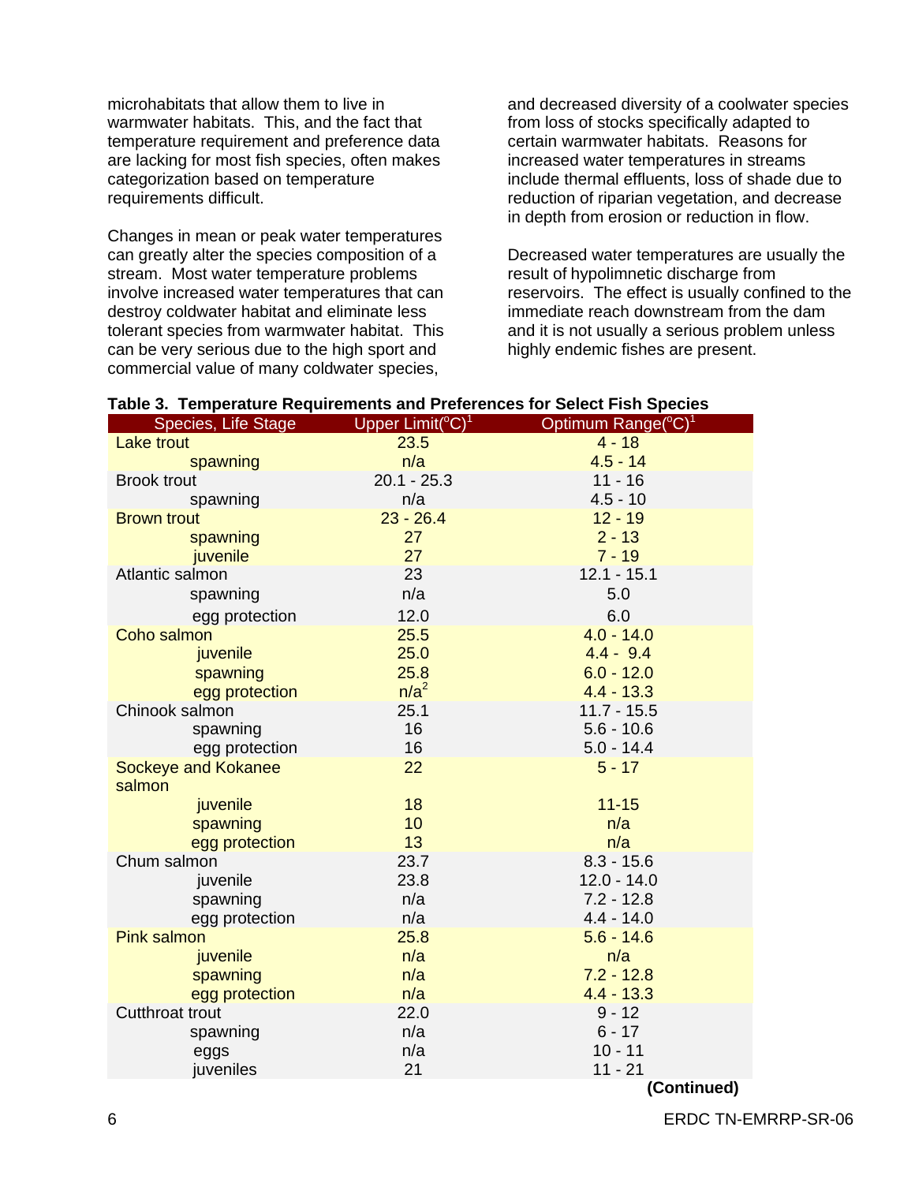microhabitats that allow them to live in warmwater habitats. This, and the fact that temperature requirement and preference data are lacking for most fish species, often makes categorization based on temperature requirements difficult.

Changes in mean or peak water temperatures can greatly alter the species composition of a stream. Most water temperature problems involve increased water temperatures that can destroy coldwater habitat and eliminate less tolerant species from warmwater habitat. This can be very serious due to the high sport and commercial value of many coldwater species, and decreased diversity of a coolwater species from loss of stocks specifically adapted to certain warmwater habitats. Reasons for increased water temperatures in streams include thermal effluents, loss of shade due to reduction of riparian vegetation, and decrease in depth from erosion or reduction in flow.

Decreased water temperatures are usually the result of hypolimnetic discharge from reservoirs. The effect is usually confined to the immediate reach downstream from the dam and it is not usually a serious problem unless highly endemic fishes are present.

**Table 3. Temperature Requirements and Preferences for Select Fish Species**

| Species, Life Stage | Upper Limit(°C)[1] | Optimum Range(°C)[1] |
|---|---|---|
| Lake trout | 23.5 | 4 - 18 |
| spawning | n/a | 4.5 - 14 |
| Brook trout | 20.1 - 25.3 | 11 - 16 |
| spawning | n/a | 4.5 - 10 |
| Brown trout | 23 - 26.4 | 12 - 19 |
| spawning | 27 | 2 - 13 |
| juvenile | 27 | 7 - 19 |
| Atlantic salmon | 23 | 12.1 - 15.1 |
| spawning | n/a | 5.0 |
| egg protection | 12.0 | 6.0 |
| Coho salmon | 25.5 | 4.0 - 14.0 |
| juvenile | 25.0 | 4.4 - 9.4 |
| spawning | 25.8 | 6.0 - 12.0 |
| egg protection | n/a[2] | 4.4 - 13.3 |
| Chinook salmon | 25.1 | 11.7 - 15.5 |
| spawning | 16 | 5.6 - 10.6 |
| egg protection | 16 | 5.0 - 14.4 |
| Sockeye and Kokanee salmon | 22 | 5 - 17 |
| juvenile | 18 | 11-15 |
| spawning | 10 | n/a |
| egg protection | 13 | n/a |
| Chum salmon | 23.7 | 8.3 - 15.6 |
| juvenile | 23.8 | 12.0 - 14.0 |
| spawning | n/a | 7.2 - 12.8 |
| egg protection | n/a | 4.4 - 14.0 |
| Pink salmon | 25.8 | 5.6 - 14.6 |
| juvenile | n/a | n/a |
| spawning | n/a | 7.2 - 12.8 |
| egg protection | n/a | 4.4 - 13.3 |
| Cutthroat trout | 22.0 | 9 - 12 |
| spawning | n/a | 6 - 17 |
| eggs | n/a | 10 - 11 |
| juveniles | 21 | 11 - 21 |

**(Continued)**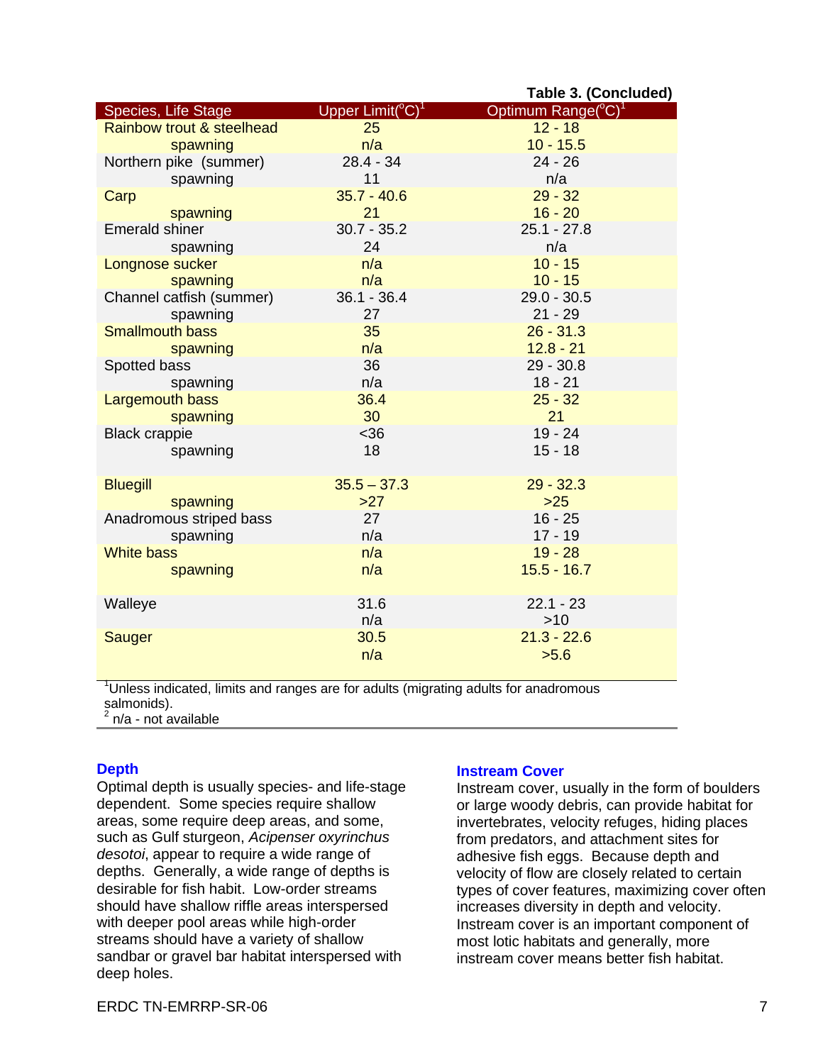**Table 3. (Concluded)**

| Species, Life Stage | Upper Limit(°C)[1] | Optimum Range(°C)[1] |
|---|---|---|
| Rainbow trout & steelhead | 25 | 12 - 18 |
| spawning | n/a | 10 - 15.5 |
| Northern pike (summer) | 28.4 - 34 | 24 - 26 |
| spawning | 11 | n/a |
| Carp | 35.7 - 40.6 | 29 - 32 |
| spawning | 21 | 16 - 20 |
| Emerald shiner | 30.7 - 35.2 | 25.1 - 27.8 |
| spawning | 24 | n/a |
| Longnose sucker | n/a | 10 - 15 |
| spawning | n/a | 10 - 15 |
| Channel catfish (summer) | 36.1 - 36.4 | 29.0 - 30.5 |
| spawning | 27 | 21 - 29 |
| Smallmouth bass | 35 | 26 - 31.3 |
| spawning | n/a | 12.8 - 21 |
| Spotted bass | 36 | 29 - 30.8 |
| spawning | n/a | 18 - 21 |
| Largemouth bass | 36.4 | 25 - 32 |
| spawning | 30 | 21 |
| Black crappie | <36 | 19 - 24 |
| spawning | 18 | 15 - 18 |
| Bluegill | 35.5 – 37.3 | 29 - 32.3 |
| spawning | >27 | >25 |
| Anadromous striped bass | 27 | 16 - 25 |
| spawning | n/a | 17 - 19 |
| White bass | n/a | 19 - 28 |
| spawning | n/a | 15.5 - 16.7 |
| Walleye | 31.6 | 22.1 - 23 |
| | n/a | >10 |
| Sauger | 30.5 | 21.3 - 22.6 |
| | n/a | >5.6 |

[1]Unless indicated, limits and ranges are for adults (migrating adults for anadromous salmonids).
[2] n/a - not available

### Depth

Optimal depth is usually species- and life-stage dependent. Some species require shallow areas, some require deep areas, and some, such as Gulf sturgeon, *Acipenser oxyrinchus desotoi*, appear to require a wide range of depths. Generally, a wide range of depths is desirable for fish habit. Low-order streams should have shallow riffle areas interspersed with deeper pool areas while high-order streams should have a variety of shallow sandbar or gravel bar habitat interspersed with deep holes.

### Instream Cover

Instream cover, usually in the form of boulders or large woody debris, can provide habitat for invertebrates, velocity refuges, hiding places from predators, and attachment sites for adhesive fish eggs. Because depth and velocity of flow are closely related to certain types of cover features, maximizing cover often increases diversity in depth and velocity. Instream cover is an important component of most lotic habitats and generally, more instream cover means better fish habitat.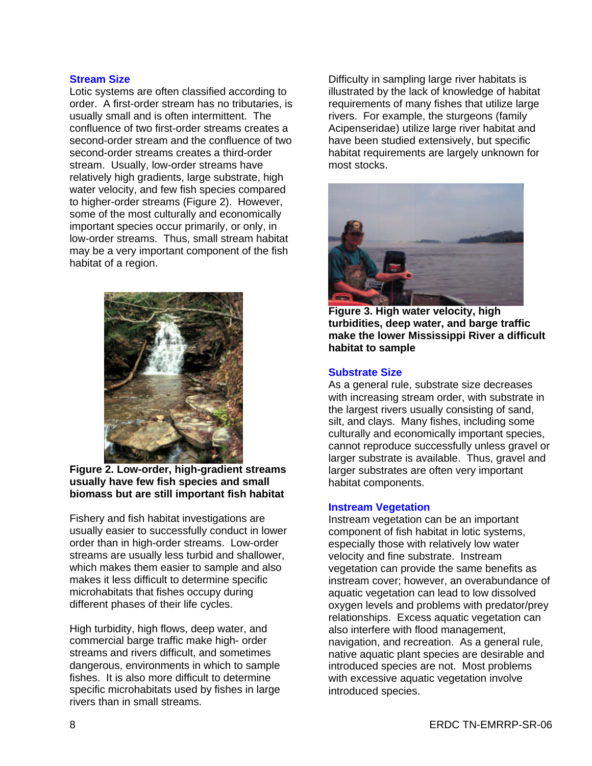### Stream Size

Lotic systems are often classified according to order. A first-order stream has no tributaries, is usually small and is often intermittent. The confluence of two first-order streams creates a second-order stream and the confluence of two second-order streams creates a third-order stream. Usually, low-order streams have relatively high gradients, large substrate, high water velocity, and few fish species compared to higher-order streams (Figure 2). However, some of the most culturally and economically important species occur primarily, or only, in low-order streams. Thus, small stream habitat may be a very important component of the fish habitat of a region.

**Figure 2. Low-order, high-gradient streams usually have few fish species and small biomass but are still important fish habitat**

Fishery and fish habitat investigations are usually easier to successfully conduct in lower order than in high-order streams. Low-order streams are usually less turbid and shallower, which makes them easier to sample and also makes it less difficult to determine specific microhabitats that fishes occupy during different phases of their life cycles.

High turbidity, high flows, deep water, and commercial barge traffic make high- order streams and rivers difficult, and sometimes dangerous, environments in which to sample fishes. It is also more difficult to determine specific microhabitats used by fishes in large rivers than in small streams.

Difficulty in sampling large river habitats is illustrated by the lack of knowledge of habitat requirements of many fishes that utilize large rivers. For example, the sturgeons (family Acipenseridae) utilize large river habitat and have been studied extensively, but specific habitat requirements are largely unknown for most stocks.

**Figure 3. High water velocity, high turbidities, deep water, and barge traffic make the lower Mississippi River a difficult habitat to sample**

### Substrate Size

As a general rule, substrate size decreases with increasing stream order, with substrate in the largest rivers usually consisting of sand, silt, and clays. Many fishes, including some culturally and economically important species, cannot reproduce successfully unless gravel or larger substrate is available. Thus, gravel and larger substrates are often very important habitat components.

### Instream Vegetation

Instream vegetation can be an important component of fish habitat in lotic systems, especially those with relatively low water velocity and fine substrate. Instream vegetation can provide the same benefits as instream cover; however, an overabundance of aquatic vegetation can lead to low dissolved oxygen levels and problems with predator/prey relationships. Excess aquatic vegetation can also interfere with flood management, navigation, and recreation. As a general rule, native aquatic plant species are desirable and introduced species are not. Most problems with excessive aquatic vegetation involve introduced species.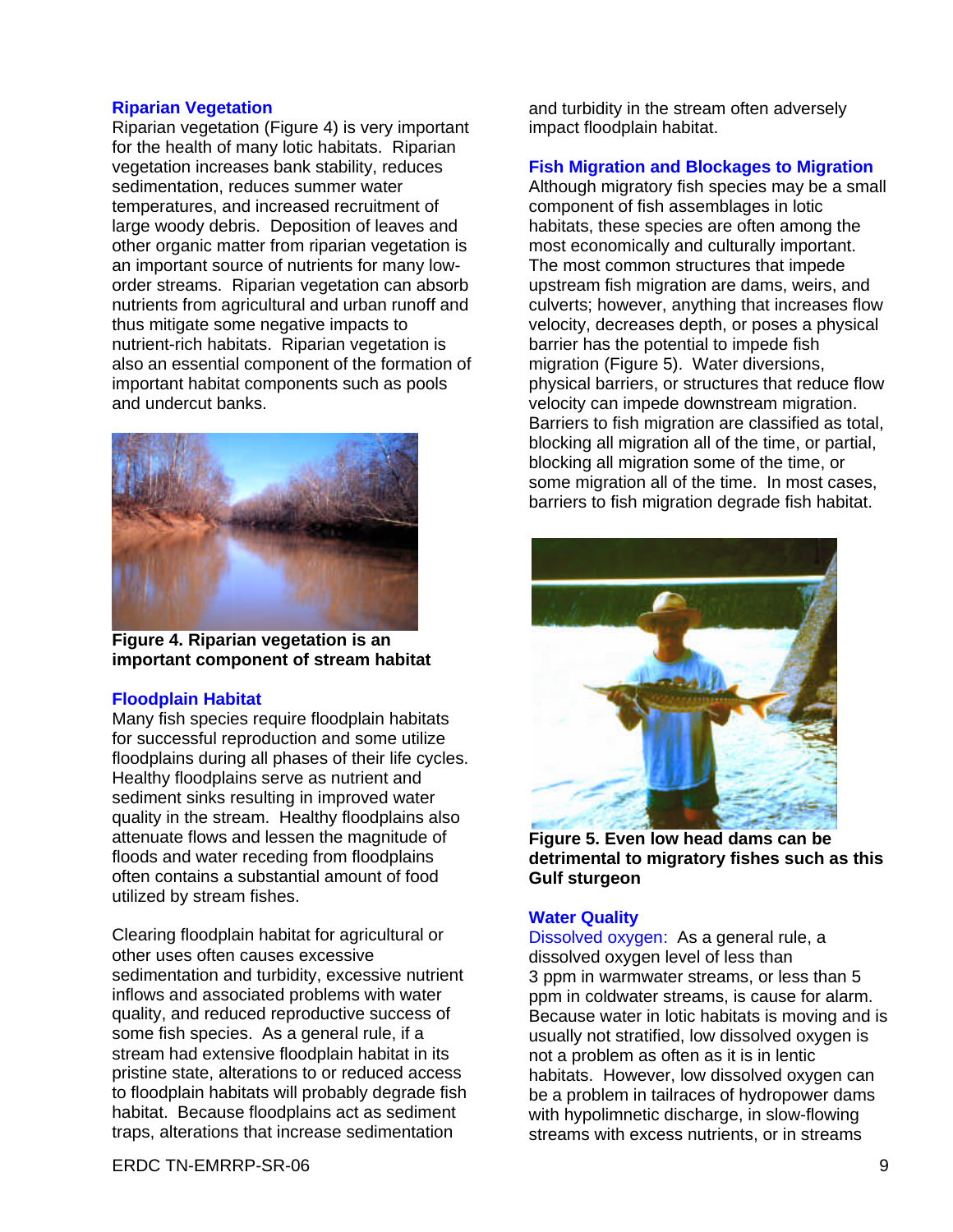### Riparian Vegetation

Riparian vegetation (Figure 4) is very important for the health of many lotic habitats. Riparian vegetation increases bank stability, reduces sedimentation, reduces summer water temperatures, and increased recruitment of large woody debris. Deposition of leaves and other organic matter from riparian vegetation is an important source of nutrients for many low-order streams. Riparian vegetation can absorb nutrients from agricultural and urban runoff and thus mitigate some negative impacts to nutrient-rich habitats. Riparian vegetation is also an essential component of the formation of important habitat components such as pools and undercut banks.

**Figure 4. Riparian vegetation is an important component of stream habitat**

### Floodplain Habitat

Many fish species require floodplain habitats for successful reproduction and some utilize floodplains during all phases of their life cycles. Healthy floodplains serve as nutrient and sediment sinks resulting in improved water quality in the stream. Healthy floodplains also attenuate flows and lessen the magnitude of floods and water receding from floodplains often contains a substantial amount of food utilized by stream fishes.

Clearing floodplain habitat for agricultural or other uses often causes excessive sedimentation and turbidity, excessive nutrient inflows and associated problems with water quality, and reduced reproductive success of some fish species. As a general rule, if a stream had extensive floodplain habitat in its pristine state, alterations to or reduced access to floodplain habitats will probably degrade fish habitat. Because floodplains act as sediment traps, alterations that increase sedimentation and turbidity in the stream often adversely impact floodplain habitat.

### Fish Migration and Blockages to Migration

Although migratory fish species may be a small component of fish assemblages in lotic habitats, these species are often among the most economically and culturally important. The most common structures that impede upstream fish migration are dams, weirs, and culverts; however, anything that increases flow velocity, decreases depth, or poses a physical barrier has the potential to impede fish migration (Figure 5). Water diversions, physical barriers, or structures that reduce flow velocity can impede downstream migration. Barriers to fish migration are classified as total, blocking all migration all of the time, or partial, blocking all migration some of the time, or some migration all of the time. In most cases, barriers to fish migration degrade fish habitat.

**Figure 5. Even low head dams can be detrimental to migratory fishes such as this Gulf sturgeon**

### Water Quality

Dissolved oxygen: As a general rule, a dissolved oxygen level of less than 3 ppm in warmwater streams, or less than 5 ppm in coldwater streams, is cause for alarm. Because water in lotic habitats is moving and is usually not stratified, low dissolved oxygen is not a problem as often as it is in lentic habitats. However, low dissolved oxygen can be a problem in tailraces of hydropower dams with hypolimnetic discharge, in slow-flowing streams with excess nutrients, or in streams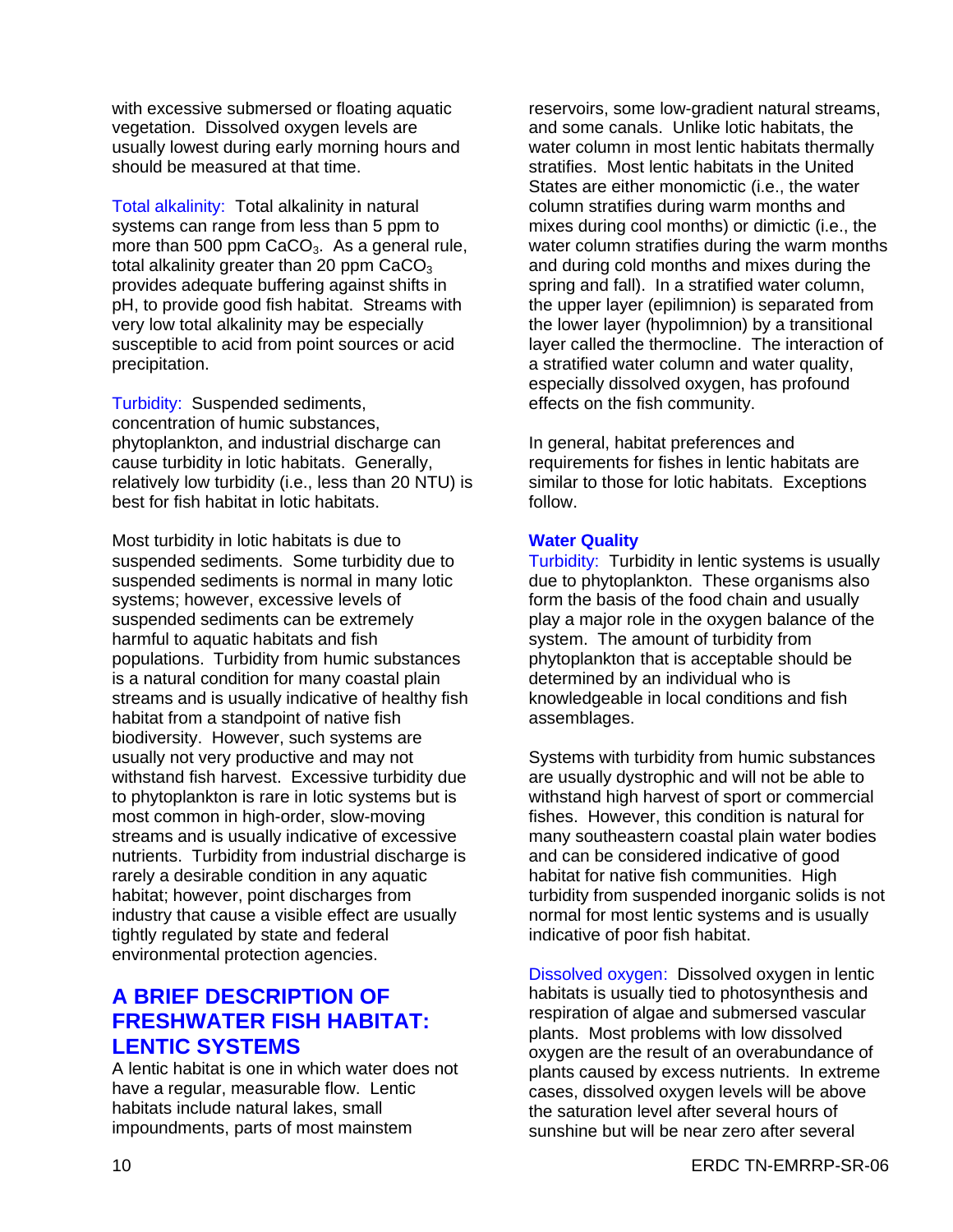with excessive submersed or floating aquatic vegetation. Dissolved oxygen levels are usually lowest during early morning hours and should be measured at that time.

Total alkalinity: Total alkalinity in natural systems can range from less than 5 ppm to more than 500 ppm $CaCO_3$. As a general rule, total alkalinity greater than 20 ppm $CaCO_3$ provides adequate buffering against shifts in pH, to provide good fish habitat. Streams with very low total alkalinity may be especially susceptible to acid from point sources or acid precipitation.

Turbidity: Suspended sediments, concentration of humic substances, phytoplankton, and industrial discharge can cause turbidity in lotic habitats. Generally, relatively low turbidity (i.e., less than 20 NTU) is best for fish habitat in lotic habitats.

Most turbidity in lotic habitats is due to suspended sediments. Some turbidity due to suspended sediments is normal in many lotic systems; however, excessive levels of suspended sediments can be extremely harmful to aquatic habitats and fish populations. Turbidity from humic substances is a natural condition for many coastal plain streams and is usually indicative of healthy fish habitat from a standpoint of native fish biodiversity. However, such systems are usually not very productive and may not withstand fish harvest. Excessive turbidity due to phytoplankton is rare in lotic systems but is most common in high-order, slow-moving streams and is usually indicative of excessive nutrients. Turbidity from industrial discharge is rarely a desirable condition in any aquatic habitat; however, point discharges from industry that cause a visible effect are usually tightly regulated by state and federal environmental protection agencies.

## A BRIEF DESCRIPTION OF FRESHWATER FISH HABITAT: LENTIC SYSTEMS

A lentic habitat is one in which water does not have a regular, measurable flow. Lentic habitats include natural lakes, small impoundments, parts of most mainstem reservoirs, some low-gradient natural streams, and some canals. Unlike lotic habitats, the water column in most lentic habitats thermally stratifies. Most lentic habitats in the United States are either monomictic (i.e., the water column stratifies during warm months and mixes during cool months) or dimictic (i.e., the water column stratifies during the warm months and during cold months and mixes during the spring and fall). In a stratified water column, the upper layer (epilimnion) is separated from the lower layer (hypolimnion) by a transitional layer called the thermocline. The interaction of a stratified water column and water quality, especially dissolved oxygen, has profound effects on the fish community.

In general, habitat preferences and requirements for fishes in lentic habitats are similar to those for lotic habitats. Exceptions follow.

### Water Quality

Turbidity: Turbidity in lentic systems is usually due to phytoplankton. These organisms also form the basis of the food chain and usually play a major role in the oxygen balance of the system. The amount of turbidity from phytoplankton that is acceptable should be determined by an individual who is knowledgeable in local conditions and fish assemblages.

Systems with turbidity from humic substances are usually dystrophic and will not be able to withstand high harvest of sport or commercial fishes. However, this condition is natural for many southeastern coastal plain water bodies and can be considered indicative of good habitat for native fish communities. High turbidity from suspended inorganic solids is not normal for most lentic systems and is usually indicative of poor fish habitat.

Dissolved oxygen: Dissolved oxygen in lentic habitats is usually tied to photosynthesis and respiration of algae and submersed vascular plants. Most problems with low dissolved oxygen are the result of an overabundance of plants caused by excess nutrients. In extreme cases, dissolved oxygen levels will be above the saturation level after several hours of sunshine but will be near zero after several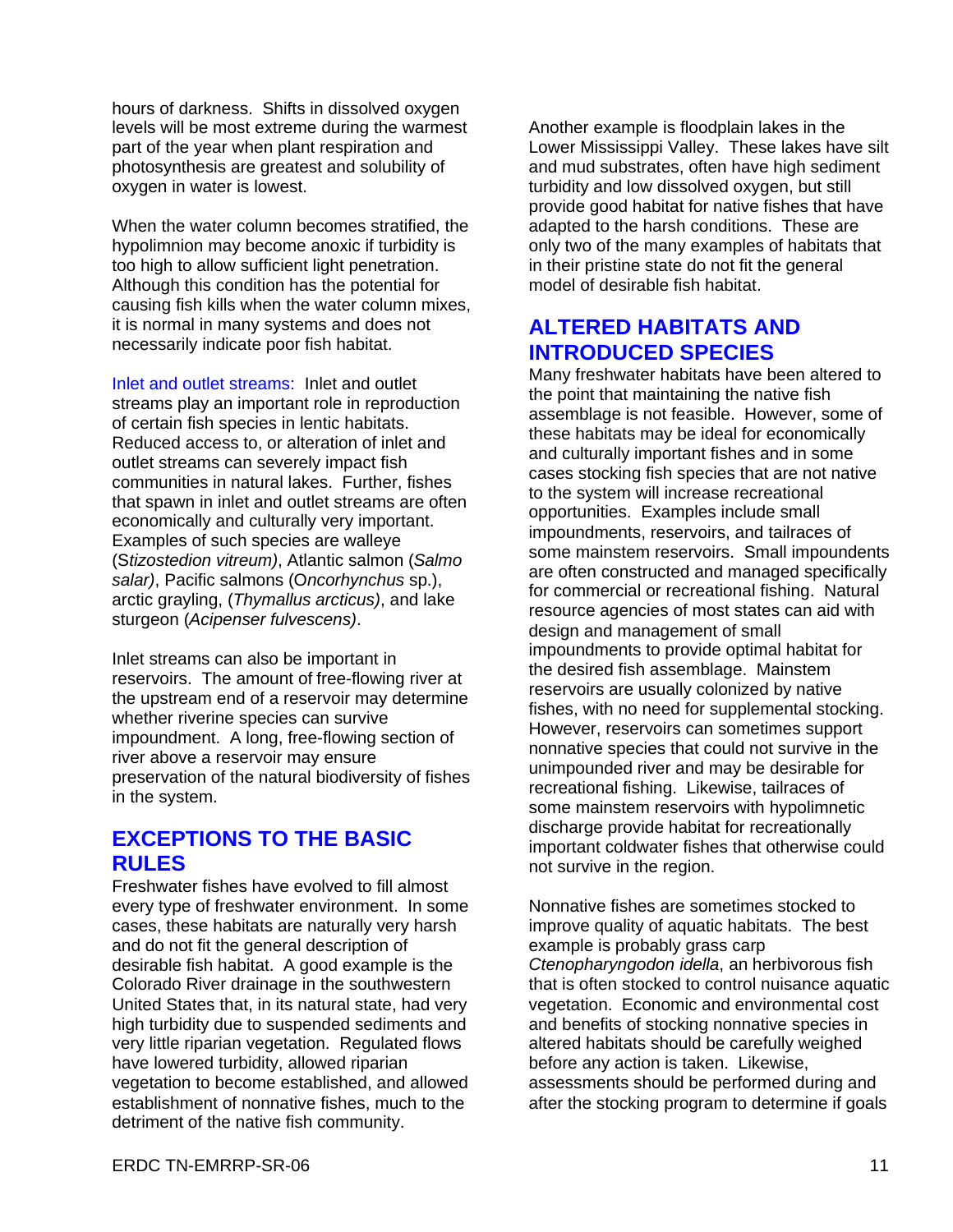hours of darkness. Shifts in dissolved oxygen levels will be most extreme during the warmest part of the year when plant respiration and photosynthesis are greatest and solubility of oxygen in water is lowest.

When the water column becomes stratified, the hypolimnion may become anoxic if turbidity is too high to allow sufficient light penetration. Although this condition has the potential for causing fish kills when the water column mixes, it is normal in many systems and does not necessarily indicate poor fish habitat.

Inlet and outlet streams: Inlet and outlet streams play an important role in reproduction of certain fish species in lentic habitats. Reduced access to, or alteration of inlet and outlet streams can severely impact fish communities in natural lakes. Further, fishes that spawn in inlet and outlet streams are often economically and culturally very important. Examples of such species are walleye (*Stizostedion vitreum)*, Atlantic salmon (*Salmo salar)*, Pacific salmons (*Oncorhynchus* sp.), arctic grayling, (*Thymallus arcticus)*, and lake sturgeon (*Acipenser fulvescens)*.

Inlet streams can also be important in reservoirs. The amount of free-flowing river at the upstream end of a reservoir may determine whether riverine species can survive impoundment. A long, free-flowing section of river above a reservoir may ensure preservation of the natural biodiversity of fishes in the system.

## EXCEPTIONS TO THE BASIC RULES

Freshwater fishes have evolved to fill almost every type of freshwater environment. In some cases, these habitats are naturally very harsh and do not fit the general description of desirable fish habitat. A good example is the Colorado River drainage in the southwestern United States that, in its natural state, had very high turbidity due to suspended sediments and very little riparian vegetation. Regulated flows have lowered turbidity, allowed riparian vegetation to become established, and allowed establishment of nonnative fishes, much to the detriment of the native fish community.

Another example is floodplain lakes in the Lower Mississippi Valley. These lakes have silt and mud substrates, often have high sediment turbidity and low dissolved oxygen, but still provide good habitat for native fishes that have adapted to the harsh conditions. These are only two of the many examples of habitats that in their pristine state do not fit the general model of desirable fish habitat.

## ALTERED HABITATS AND INTRODUCED SPECIES

Many freshwater habitats have been altered to the point that maintaining the native fish assemblage is not feasible. However, some of these habitats may be ideal for economically and culturally important fishes and in some cases stocking fish species that are not native to the system will increase recreational opportunities. Examples include small impoundments, reservoirs, and tailraces of some mainstem reservoirs. Small impoundents are often constructed and managed specifically for commercial or recreational fishing. Natural resource agencies of most states can aid with design and management of small impoundments to provide optimal habitat for the desired fish assemblage. Mainstem reservoirs are usually colonized by native fishes, with no need for supplemental stocking. However, reservoirs can sometimes support nonnative species that could not survive in the unimpounded river and may be desirable for recreational fishing. Likewise, tailraces of some mainstem reservoirs with hypolimnetic discharge provide habitat for recreationally important coldwater fishes that otherwise could not survive in the region.

Nonnative fishes are sometimes stocked to improve quality of aquatic habitats. The best example is probably grass carp *Ctenopharyngodon idella*, an herbivorous fish that is often stocked to control nuisance aquatic vegetation. Economic and environmental cost and benefits of stocking nonnative species in altered habitats should be carefully weighed before any action is taken. Likewise, assessments should be performed during and after the stocking program to determine if goals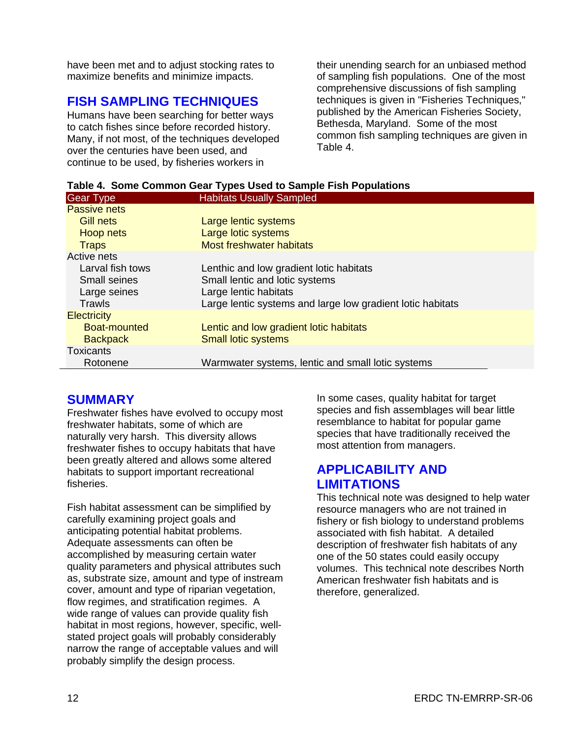have been met and to adjust stocking rates to maximize benefits and minimize impacts.

## FISH SAMPLING TECHNIQUES

Humans have been searching for better ways to catch fishes since before recorded history. Many, if not most, of the techniques developed over the centuries have been used, and continue to be used, by fisheries workers in their unending search for an unbiased method of sampling fish populations. One of the most comprehensive discussions of fish sampling techniques is given in "Fisheries Techniques," published by the American Fisheries Society, Bethesda, Maryland. Some of the most common fish sampling techniques are given in Table 4.

**Table 4. Some Common Gear Types Used to Sample Fish Populations**

| Gear Type | Habitats Usually Sampled |
|---|---|
| Passive nets | |
| Gill nets | Large lentic systems |
| Hoop nets | Large lotic systems |
| Traps | Most freshwater habitats |
| Active nets | |
| Larval fish tows | Lenthic and low gradient lotic habitats |
| Small seines | Small lentic and lotic systems |
| Large seines | Large lentic habitats |
| Trawls | Large lentic systems and large low gradient lotic habitats |
| Electricity | |
| Boat-mounted | Lentic and low gradient lotic habitats |
| Backpack | Small lotic systems |
| Toxicants | |
| Rotonene | Warmwater systems, lentic and small lotic systems |

## SUMMARY

Freshwater fishes have evolved to occupy most freshwater habitats, some of which are naturally very harsh. This diversity allows freshwater fishes to occupy habitats that have been greatly altered and allows some altered habitats to support important recreational fisheries.

Fish habitat assessment can be simplified by carefully examining project goals and anticipating potential habitat problems. Adequate assessments can often be accomplished by measuring certain water quality parameters and physical attributes such as, substrate size, amount and type of instream cover, amount and type of riparian vegetation, flow regimes, and stratification regimes. A wide range of values can provide quality fish habitat in most regions, however, specific, well-stated project goals will probably considerably narrow the range of acceptable values and will probably simplify the design process.

In some cases, quality habitat for target species and fish assemblages will bear little resemblance to habitat for popular game species that have traditionally received the most attention from managers.

## APPLICABILITY AND LIMITATIONS

This technical note was designed to help water resource managers who are not trained in fishery or fish biology to understand problems associated with fish habitat. A detailed description of freshwater fish habitats of any one of the 50 states could easily occupy volumes. This technical note describes North American freshwater fish habitats and is therefore, generalized.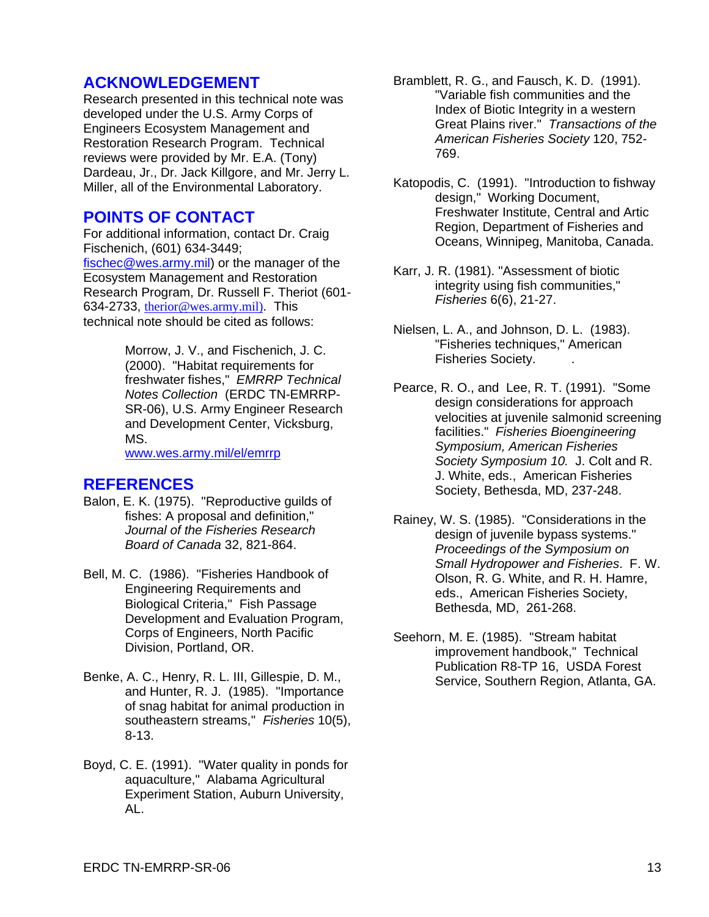## ACKNOWLEDGEMENT

Research presented in this technical note was developed under the U.S. Army Corps of Engineers Ecosystem Management and Restoration Research Program. Technical reviews were provided by Mr. E.A. (Tony) Dardeau, Jr., Dr. Jack Killgore, and Mr. Jerry L. Miller, all of the Environmental Laboratory.

## POINTS OF CONTACT

For additional information, contact Dr. Craig Fischenich, (601) 634-3449; fischec@wes.army.mil) or the manager of the Ecosystem Management and Restoration Research Program, Dr. Russell F. Theriot (601-634-2733, therior@wes.army.mil). This technical note should be cited as follows:

> Morrow, J. V., and Fischenich, J. C. (2000). "Habitat requirements for freshwater fishes," *EMRRP Technical Notes Collection* (ERDC TN-EMRRP-SR-06), U.S. Army Engineer Research and Development Center, Vicksburg, MS.
> www.wes.army.mil/el/emrrp

## REFERENCES

Balon, E. K. (1975). "Reproductive guilds of fishes: A proposal and definition," *Journal of the Fisheries Research Board of Canada* 32, 821-864.

Bell, M. C. (1986). "Fisheries Handbook of Engineering Requirements and Biological Criteria," Fish Passage Development and Evaluation Program, Corps of Engineers, North Pacific Division, Portland, OR.

Benke, A. C., Henry, R. L. III, Gillespie, D. M., and Hunter, R. J. (1985). "Importance of snag habitat for animal production in southeastern streams," *Fisheries* 10(5), 8-13.

Boyd, C. E. (1991). "Water quality in ponds for aquaculture," Alabama Agricultural Experiment Station, Auburn University, AL.

Bramblett, R. G., and Fausch, K. D. (1991). "Variable fish communities and the Index of Biotic Integrity in a western Great Plains river." *Transactions of the American Fisheries Society* 120, 752-769.

Katopodis, C. (1991). "Introduction to fishway design," Working Document, Freshwater Institute, Central and Artic Region, Department of Fisheries and Oceans, Winnipeg, Manitoba, Canada.

Karr, J. R. (1981). "Assessment of biotic integrity using fish communities," *Fisheries* 6(6), 21-27.

Nielsen, L. A., and Johnson, D. L. (1983). "Fisheries techniques," American Fisheries Society.

Pearce, R. O., and Lee, R. T. (1991). "Some design considerations for approach velocities at juvenile salmonid screening facilities." *Fisheries Bioengineering Symposium, American Fisheries Society Symposium 10.* J. Colt and R. J. White, eds., American Fisheries Society, Bethesda, MD, 237-248.

Rainey, W. S. (1985). "Considerations in the design of juvenile bypass systems." *Proceedings of the Symposium on Small Hydropower and Fisheries*. F. W. Olson, R. G. White, and R. H. Hamre, eds., American Fisheries Society, Bethesda, MD, 261-268.

Seehorn, M. E. (1985). "Stream habitat improvement handbook," Technical Publication R8-TP 16, USDA Forest Service, Southern Region, Atlanta, GA.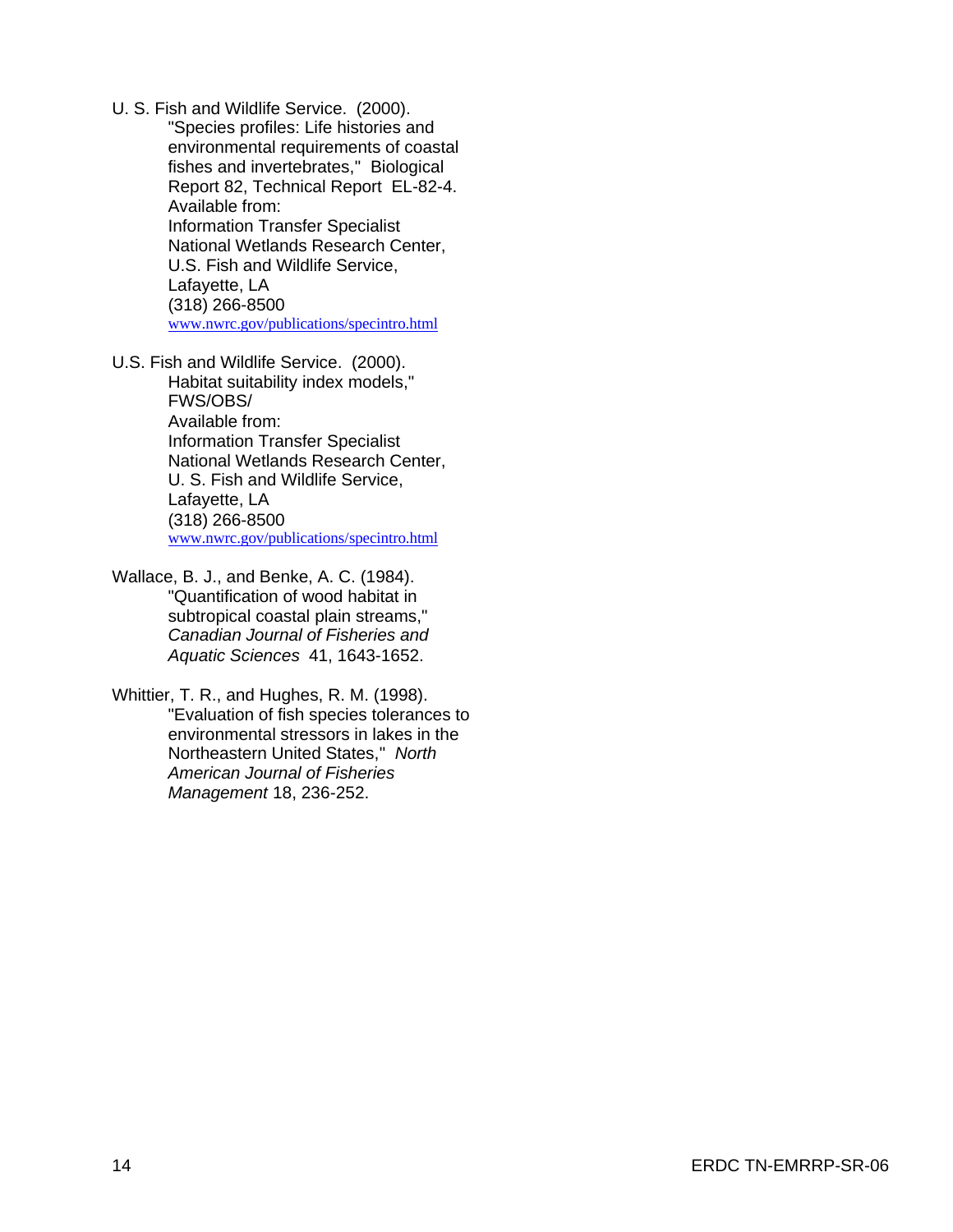U. S. Fish and Wildlife Service. (2000). "Species profiles: Life histories and environmental requirements of coastal fishes and invertebrates," Biological Report 82, Technical Report EL-82-4. Available from:
Information Transfer Specialist
National Wetlands Research Center,
U.S. Fish and Wildlife Service,
Lafayette, LA
(318) 266-8500
www.nwrc.gov/publications/specintro.html

U.S. Fish and Wildlife Service. (2000). Habitat suitability index models," FWS/OBS/
Available from:
Information Transfer Specialist
National Wetlands Research Center,
U. S. Fish and Wildlife Service,
Lafayette, LA
(318) 266-8500
www.nwrc.gov/publications/specintro.html

Wallace, B. J., and Benke, A. C. (1984). "Quantification of wood habitat in subtropical coastal plain streams," *Canadian Journal of Fisheries and Aquatic Sciences* 41, 1643-1652.

Whittier, T. R., and Hughes, R. M. (1998). "Evaluation of fish species tolerances to environmental stressors in lakes in the Northeastern United States," *North American Journal of Fisheries Management* 18, 236-252.